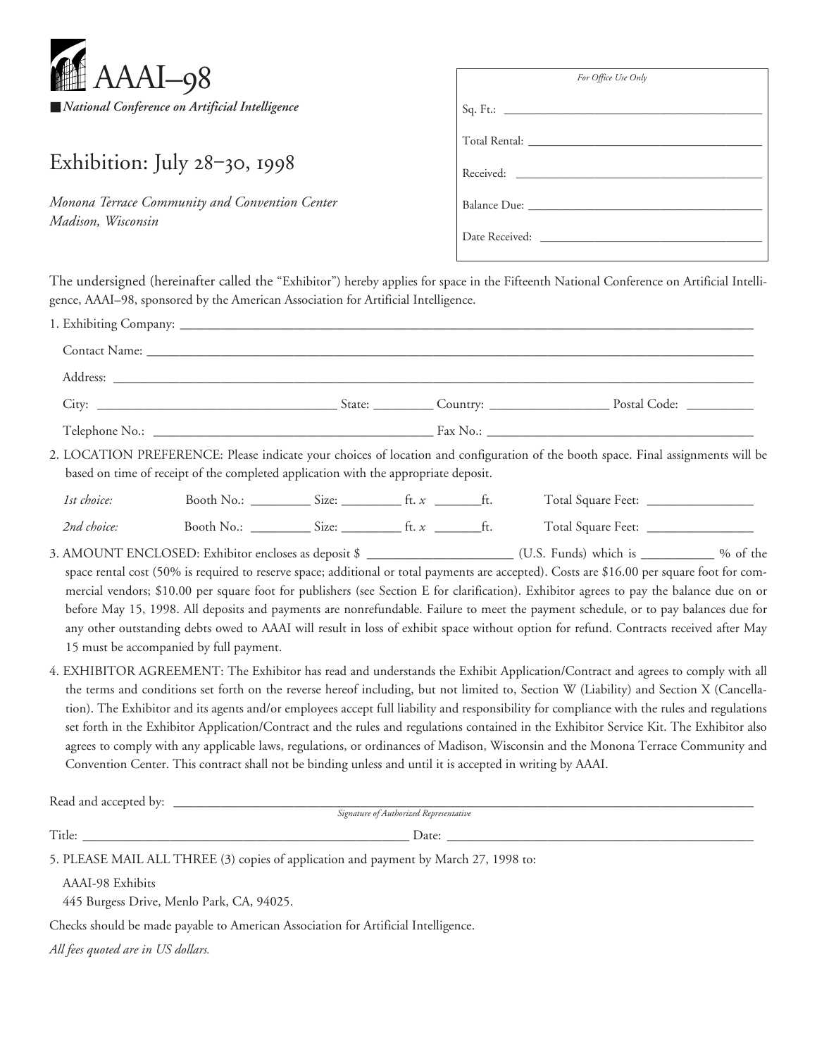# AAAI–98

**National Conference on Artificial Intelligence**

## Exhibition: July 28–30, 1998

*Monona Terrace Community and Convention Center*
*Madison, Wisconsin*

*For Office Use Only*

Sq. Ft.: ____________________

Total Rental: ____________________

Received: ____________________

Balance Due: ____________________

Date Received: ____________________

The undersigned (hereinafter called the "Exhibitor") hereby applies for space in the Fifteenth National Conference on Artificial Intelligence, AAAI–98, sponsored by the American Association for Artificial Intelligence.

1. Exhibiting Company: ____________________

   Contact Name: ____________________

   Address: ____________________

   City: ____________________ State: ________ Country: ____________ Postal Code: ________

   Telephone No.: ____________________ Fax No.: ____________________

2. LOCATION PREFERENCE: Please indicate your choices of location and configuration of the booth space. Final assignments will be based on time of receipt of the completed application with the appropriate deposit.

   *1st choice:* Booth No.: ________ Size: ________ ft. *x* ________ft. Total Square Feet: ____________

   *2nd choice:* Booth No.: ________ Size: ________ ft. *x* ________ft. Total Square Feet: ____________

3. AMOUNT ENCLOSED: Exhibitor encloses as deposit $ ____________ (U.S. Funds) which is ________ % of the space rental cost (50% is required to reserve space; additional or total payments are accepted). Costs are $16.00 per square foot for commercial vendors; $10.00 per square foot for publishers (see Section E for clarification). Exhibitor agrees to pay the balance due on or before May 15, 1998. All deposits and payments are nonrefundable. Failure to meet the payment schedule, or to pay balances due for any other outstanding debts owed to AAAI will result in loss of exhibit space without option for refund. Contracts received after May 15 must be accompanied by full payment.

4. EXHIBITOR AGREEMENT: The Exhibitor has read and understands the Exhibit Application/Contract and agrees to comply with all the terms and conditions set forth on the reverse hereof including, but not limited to, Section W (Liability) and Section X (Cancellation). The Exhibitor and its agents and/or employees accept full liability and responsibility for compliance with the rules and regulations set forth in the Exhibitor Application/Contract and the rules and regulations contained in the Exhibitor Service Kit. The Exhibitor also agrees to comply with any applicable laws, regulations, or ordinances of Madison, Wisconsin and the Monona Terrace Community and Convention Center. This contract shall not be binding unless and until it is accepted in writing by AAAI.

Read and accepted by: ____________________
*Signature of Authorized Representative*

Title: ____________________ Date: ____________________

5. PLEASE MAIL ALL THREE (3) copies of application and payment by March 27, 1998 to:

   AAAI-98 Exhibits
   445 Burgess Drive, Menlo Park, CA, 94025.

Checks should be made payable to American Association for Artificial Intelligence.

*All fees quoted are in US dollars.*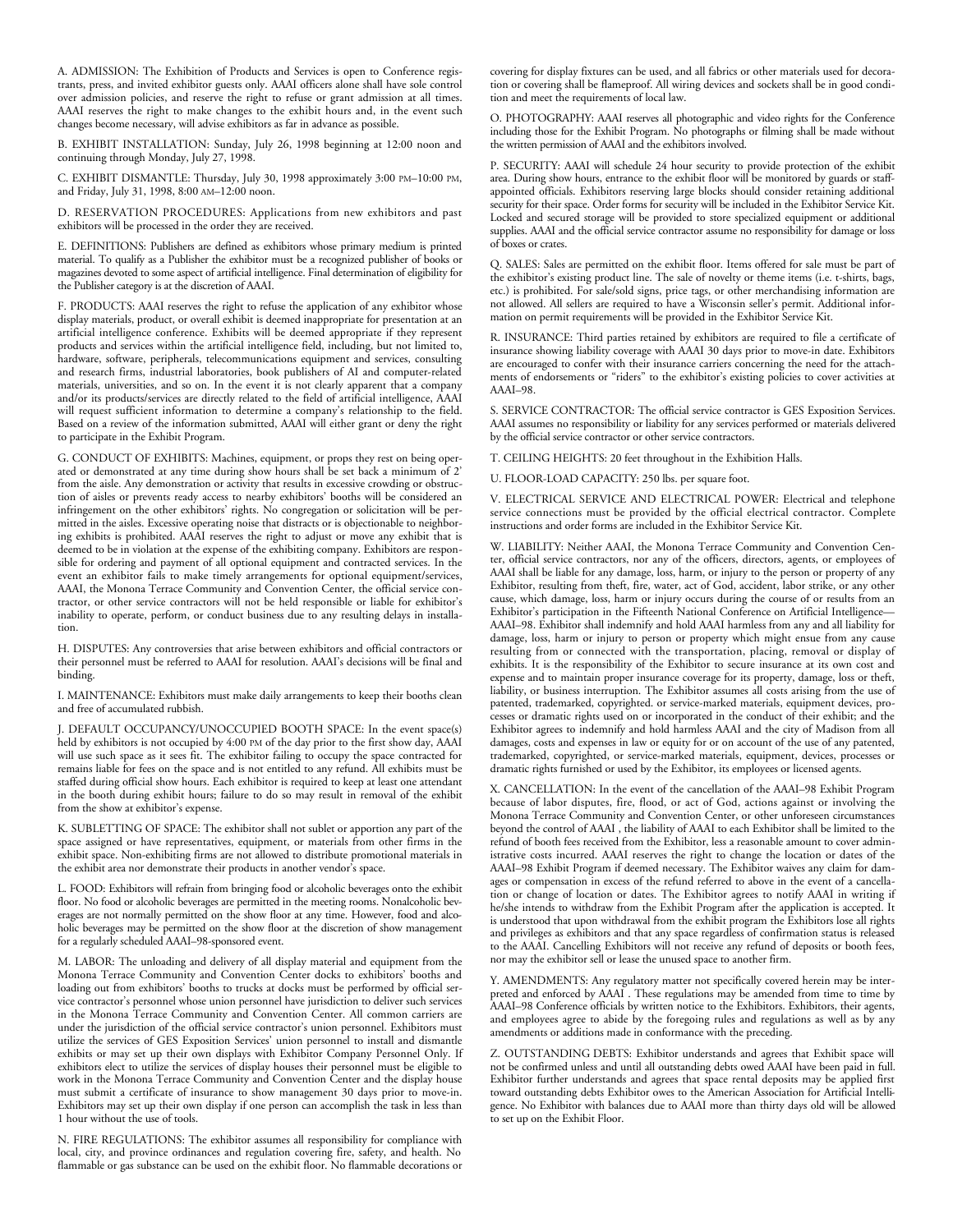A. ADMISSION: The Exhibition of Products and Services is open to Conference registrants, press, and invited exhibitor guests only. AAAI officers alone shall have sole control over admission policies, and reserve the right to refuse or grant admission at all times. AAAI reserves the right to make changes to the exhibit hours and, in the event such changes become necessary, will advise exhibitors as far in advance as possible.

B. EXHIBIT INSTALLATION: Sunday, July 26, 1998 beginning at 12:00 noon and continuing through Monday, July 27, 1998.

C. EXHIBIT DISMANTLE: Thursday, July 30, 1998 approximately 3:00 PM–10:00 PM, and Friday, July 31, 1998, 8:00 AM–12:00 noon.

D. RESERVATION PROCEDURES: Applications from new exhibitors and past exhibitors will be processed in the order they are received.

E. DEFINITIONS: Publishers are defined as exhibitors whose primary medium is printed material. To qualify as a Publisher the exhibitor must be a recognized publisher of books or magazines devoted to some aspect of artificial intelligence. Final determination of eligibility for the Publisher category is at the discretion of AAAI.

F. PRODUCTS: AAAI reserves the right to refuse the application of any exhibitor whose display materials, product, or overall exhibit is deemed inappropriate for presentation at an artificial intelligence conference. Exhibits will be deemed appropriate if they represent products and services within the artificial intelligence field, including, but not limited to, hardware, software, peripherals, telecommunications equipment and services, consulting and research firms, industrial laboratories, book publishers of AI and computer-related materials, universities, and so on. In the event it is not clearly apparent that a company and/or its products/services are directly related to the field of artificial intelligence, AAAI will request sufficient information to determine a company's relationship to the field. Based on a review of the information submitted, AAAI will either grant or deny the right to participate in the Exhibit Program.

G. CONDUCT OF EXHIBITS: Machines, equipment, or props they rest on being operated or demonstrated at any time during show hours shall be set back a minimum of 2' from the aisle. Any demonstration or activity that results in excessive crowding or obstruction of aisles or prevents ready access to nearby exhibitors' booths will be considered an infringement on the other exhibitors' rights. No congregation or solicitation will be permitted in the aisles. Excessive operating noise that distracts or is objectionable to neighboring exhibits is prohibited. AAAI reserves the right to adjust or move any exhibit that is deemed to be in violation at the expense of the exhibiting company. Exhibitors are responsible for ordering and payment of all optional equipment and contracted services. In the event an exhibitor fails to make timely arrangements for optional equipment/services, AAAI, the Monona Terrace Community and Convention Center, the official service contractor, or other service contractors will not be held responsible or liable for exhibitor's inability to operate, perform, or conduct business due to any resulting delays in installation.

H. DISPUTES: Any controversies that arise between exhibitors and official contractors or their personnel must be referred to AAAI for resolution. AAAI's decisions will be final and binding.

I. MAINTENANCE: Exhibitors must make daily arrangements to keep their booths clean and free of accumulated rubbish.

J. DEFAULT OCCUPANCY/UNOCCUPIED BOOTH SPACE: In the event space(s) held by exhibitors is not occupied by 4:00 PM of the day prior to the first show day, AAAI will use such space as it sees fit. The exhibitor failing to occupy the space contracted for remains liable for fees on the space and is not entitled to any refund. All exhibits must be staffed during official show hours. Each exhibitor is required to keep at least one attendant in the booth during exhibit hours; failure to do so may result in removal of the exhibit from the show at exhibitor's expense.

K. SUBLETTING OF SPACE: The exhibitor shall not sublet or apportion any part of the space assigned or have representatives, equipment, or materials from other firms in the exhibit space. Non-exhibiting firms are not allowed to distribute promotional materials in the exhibit area nor demonstrate their products in another vendor's space.

L. FOOD: Exhibitors will refrain from bringing food or alcoholic beverages onto the exhibit floor. No food or alcoholic beverages are permitted in the meeting rooms. Nonalcoholic beverages are not normally permitted on the show floor at any time. However, food and alcoholic beverages may be permitted on the show floor at the discretion of show management for a regularly scheduled AAAI–98-sponsored event.

M. LABOR: The unloading and delivery of all display material and equipment from the Monona Terrace Community and Convention Center docks to exhibitors' booths and loading out from exhibitors' booths to trucks at docks must be performed by official service contractor's personnel whose union personnel have jurisdiction to deliver such services in the Monona Terrace Community and Convention Center. All common carriers are under the jurisdiction of the official service contractor's union personnel. Exhibitors must utilize the services of GES Exposition Services' union personnel to install and dismantle exhibits or may set up their own displays with Exhibitor Company Personnel Only. If exhibitors elect to utilize the services of display houses their personnel must be eligible to work in the Monona Terrace Community and Convention Center and the display house must submit a certificate of insurance to show management 30 days prior to move-in. Exhibitors may set up their own display if one person can accomplish the task in less than 1 hour without the use of tools.

N. FIRE REGULATIONS: The exhibitor assumes all responsibility for compliance with local, city, and province ordinances and regulation covering fire, safety, and health. No flammable or gas substance can be used on the exhibit floor. No flammable decorations or covering for display fixtures can be used, and all fabrics or other materials used for decoration or covering shall be flameproof. All wiring devices and sockets shall be in good condition and meet the requirements of local law.

O. PHOTOGRAPHY: AAAI reserves all photographic and video rights for the Conference including those for the Exhibit Program. No photographs or filming shall be made without the written permission of AAAI and the exhibitors involved.

P. SECURITY: AAAI will schedule 24 hour security to provide protection of the exhibit area. During show hours, entrance to the exhibit floor will be monitored by guards or staff-appointed officials. Exhibitors reserving large blocks should consider retaining additional security for their space. Order forms for security will be included in the Exhibitor Service Kit. Locked and secured storage will be provided to store specialized equipment or additional supplies. AAAI and the official service contractor assume no responsibility for damage or loss of boxes or crates.

Q. SALES: Sales are permitted on the exhibit floor. Items offered for sale must be part of the exhibitor's existing product line. The sale of novelty or theme items (i.e. t-shirts, bags, etc.) is prohibited. For sale/sold signs, price tags, or other merchandising information are not allowed. All sellers are required to have a Wisconsin seller's permit. Additional information on permit requirements will be provided in the Exhibitor Service Kit.

R. INSURANCE: Third parties retained by exhibitors are required to file a certificate of insurance showing liability coverage with AAAI 30 days prior to move-in date. Exhibitors are encouraged to confer with their insurance carriers concerning the need for the attachments of endorsements or "riders" to the exhibitor's existing policies to cover activities at AAAI–98.

S. SERVICE CONTRACTOR: The official service contractor is GES Exposition Services. AAAI assumes no responsibility or liability for any services performed or materials delivered by the official service contractor or other service contractors.

T. CEILING HEIGHTS: 20 feet throughout in the Exhibition Halls.

U. FLOOR-LOAD CAPACITY: 250 lbs. per square foot.

V. ELECTRICAL SERVICE AND ELECTRICAL POWER: Electrical and telephone service connections must be provided by the official electrical contractor. Complete instructions and order forms are included in the Exhibitor Service Kit.

W. LIABILITY: Neither AAAI, the Monona Terrace Community and Convention Center, official service contractors, nor any of the officers, directors, agents, or employees of AAAI shall be liable for any damage, loss, harm, or injury to the person or property of any Exhibitor, resulting from theft, fire, water, act of God, accident, labor strike, or any other cause, which damage, loss, harm or injury occurs during the course of or results from an Exhibitor's participation in the Fifteenth National Conference on Artificial Intelligence—AAAI–98. Exhibitor shall indemnify and hold AAAI harmless from any and all liability for damage, loss, harm or injury to person or property which might ensue from any cause resulting from or connected with the transportation, placing, removal or display of exhibits. It is the responsibility of the Exhibitor to secure insurance at its own cost and expense and to maintain proper insurance coverage for its property, damage, loss or theft, liability, or business interruption. The Exhibitor assumes all costs arising from the use of patented, trademarked, copyrighted. or service-marked materials, equipment devices, processes or dramatic rights used on or incorporated in the conduct of their exhibit; and the Exhibitor agrees to indemnify and hold harmless AAAI and the city of Madison from all damages, costs and expenses in law or equity for or on account of the use of any patented, trademarked, copyrighted, or service-marked materials, equipment, devices, processes or dramatic rights furnished or used by the Exhibitor, its employees or licensed agents.

X. CANCELLATION: In the event of the cancellation of the AAAI–98 Exhibit Program because of labor disputes, fire, flood, or act of God, actions against or involving the Monona Terrace Community and Convention Center, or other unforeseen circumstances beyond the control of AAAI , the liability of AAAI to each Exhibitor shall be limited to the refund of booth fees received from the Exhibitor, less a reasonable amount to cover administrative costs incurred. AAAI reserves the right to change the location or dates of the AAAI–98 Exhibit Program if deemed necessary. The Exhibitor waives any claim for damages or compensation in excess of the refund referred to above in the event of a cancellation or change of location or dates. The Exhibitor agrees to notify AAAI in writing if he/she intends to withdraw from the Exhibit Program after the application is accepted. It is understood that upon withdrawal from the exhibit program the Exhibitors lose all rights and privileges as exhibitors and that any space regardless of confirmation status is released to the AAAI. Cancelling Exhibitors will not receive any refund of deposits or booth fees, nor may the exhibitor sell or lease the unused space to another firm.

Y. AMENDMENTS: Any regulatory matter not specifically covered herein may be interpreted and enforced by AAAI . These regulations may be amended from time to time by AAAI–98 Conference officials by written notice to the Exhibitors. Exhibitors, their agents, and employees agree to abide by the foregoing rules and regulations as well as by any amendments or additions made in conformance with the preceding.

Z. OUTSTANDING DEBTS: Exhibitor understands and agrees that Exhibit space will not be confirmed unless and until all outstanding debts owed AAAI have been paid in full. Exhibitor further understands and agrees that space rental deposits may be applied first toward outstanding debts Exhibitor owes to the American Association for Artificial Intelligence. No Exhibitor with balances due to AAAI more than thirty days old will be allowed to set up on the Exhibit Floor.